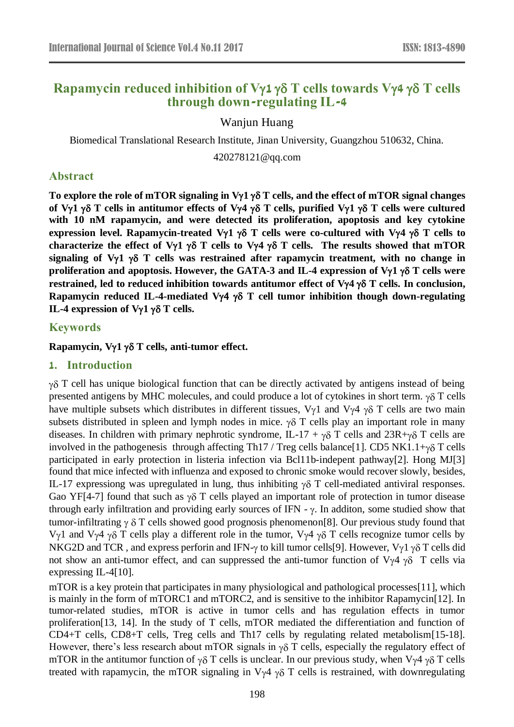# Rapamycin reduced inhibition of Vγ1 γδ T cells towards Vγ4 γδ T cells through down-regulating IL-4

Wanjun Huang

Biomedical Translational Research Institute, Jinan University, Guangzhou 510632, China.

420278121@qq.com

## Abstract

**To explore the role of mTOR signaling in Vγ1 γδ T cells, and the effect of mTOR signal changes of Vγ1 γδ T cells in antitumor effects of Vγ4 γδ T cells, purified Vγ1 γδ T cells were cultured with 10 nM rapamycin, and were detected its proliferation, apoptosis and key cytokine expression level. Rapamycin-treated Vγ1 γδ T cells were co-cultured with Vγ4 γδ T cells to characterize the effect of Vγ1 γδ T cells to Vγ4 γδ T cells. The results showed that mTOR signaling of Vγ1 γδ T cells was restrained after rapamycin treatment, with no change in proliferation and apoptosis. However, the GATA-3 and IL-4 expression of Vγ1 γδ T cells were restrained, led to reduced inhibition towards antitumor effect of Vγ4 γδ T cells. In conclusion, Rapamycin reduced IL-4-mediated Vγ4 γδ T cell tumor inhibition though down-regulating IL-4 expression of Vγ1 γδ T cells.**

## Keywords

**Rapamycin, Vγ1 γδ T cells, anti-tumor effect.**

## 1. Introduction

γδ T cell has unique biological function that can be directly activated by antigens instead of being presented antigens by MHC molecules, and could produce a lot of cytokines in short term. γδ T cells have multiple subsets which distributes in different tissues, Vγ1 and Vγ4 γδ T cells are two main subsets distributed in spleen and lymph nodes in mice. γδ T cells play an important role in many diseases. In children with primary nephrotic syndrome, IL-17 + γδ T cells and 23R+γδ T cells are involved in the pathogenesis through affecting Th17 / Treg cells balance[1]. CD5 NK1.1+γδ T cells participated in early protection in listeria infection via Bcl11b-indepent pathway[2]. Hong MJ[3] found that mice infected with influenza and exposed to chronic smoke would recover slowly, besides, IL-17 expressiong was upregulated in lung, thus inhibiting γδ T cell-mediated antiviral responses. Gao YF[4-7] found that such as γδ T cells played an important role of protection in tumor disease through early infiltration and providing early sources of IFN - γ. In additon, some studied show that tumor-infiltrating γ δ T cells showed good prognosis phenomenon[8]. Our previous study found that Vγ1 and Vγ4 γδ T cells play a different role in the tumor, Vγ4 γδ T cells recognize tumor cells by NKG2D and TCR , and express perforin and IFN-γ to kill tumor cells[9]. However, Vγ1 γδ T cells did not show an anti-tumor effect, and can suppressed the anti-tumor function of Vγ4 γδ T cells via expressing IL-4[10].

mTOR is a key protein that participates in many physiological and pathological processes[11], which is mainly in the form of mTORC1 and mTORC2, and is sensitive to the inhibitor Rapamycin[12]. In tumor-related studies, mTOR is active in tumor cells and has regulation effects in tumor proliferation[13, 14]. In the study of T cells, mTOR mediated the differentiation and function of CD4+T cells, CD8+T cells, Treg cells and Th17 cells by regulating related metabolism[15-18]. However, there's less research about mTOR signals in γδ T cells, especially the regulatory effect of mTOR in the antitumor function of γδ T cells is unclear. In our previous study, when Vγ4 γδ T cells treated with rapamycin, the mTOR signaling in Vγ4 γδ T cells is restrained, with downregulating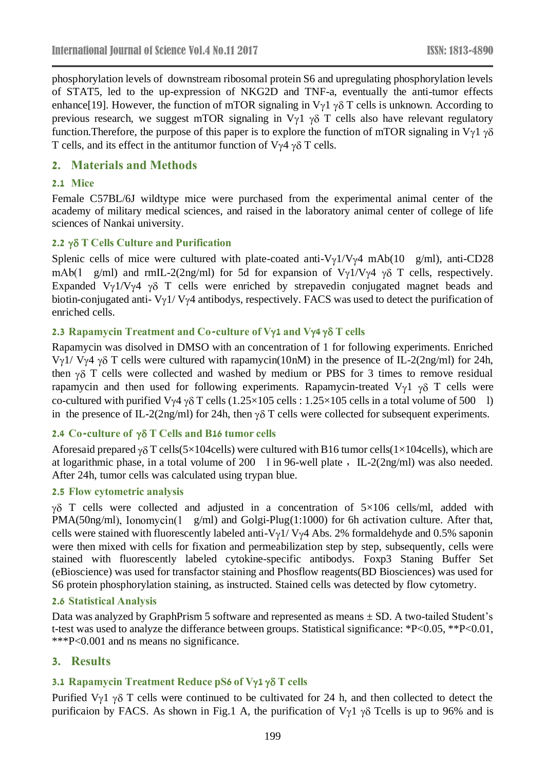phosphorylation levels of downstream ribosomal protein S6 and upregulating phosphorylation levels of STAT5, led to the up-expression of NKG2D and TNF-a, eventually the anti-tumor effects enhance[19]. However, the function of mTOR signaling in Vγ1 γδ T cells is unknown. According to previous research, we suggest mTOR signaling in Vγ1 γδ T cells also have relevant regulatory function.Therefore, the purpose of this paper is to explore the function of mTOR signaling in Vγ1 γδ T cells, and its effect in the antitumor function of Vγ4 γδ T cells.

## 2. Materials and Methods

### 2.1 Mice

Female C57BL/6J wildtype mice were purchased from the experimental animal center of the academy of military medical sciences, and raised in the laboratory animal center of college of life sciences of Nankai university.

### 2.2 γδ T Cells Culture and Purification

Splenic cells of mice were cultured with plate-coated anti-Vγ1/Vγ4 mAb(10 g/ml), anti-CD28 mAb(1 g/ml) and rmIL-2(2ng/ml) for 5d for expansion of Vγ1/Vγ4 γδ T cells, respectively. Expanded Vγ1/Vγ4 γδ T cells were enriched by strepavedin conjugated magnet beads and biotin-conjugated anti- Vγ1/ Vγ4 antibodys, respectively. FACS was used to detect the purification of enriched cells.

### 2.3 Rapamycin Treatment and Co-culture of Vγ1 and Vγ4 γδ T cells

Rapamycin was disolved in DMSO with an concentration of 1 for following experiments. Enriched Vγ1/ Vγ4 γδ T cells were cultured with rapamycin(10nM) in the presence of IL-2(2ng/ml) for 24h, then γδ T cells were collected and washed by medium or PBS for 3 times to remove residual rapamycin and then used for following experiments. Rapamycin-treated Vγ1 γδ T cells were co-cultured with purified Vγ4 γδ T cells (1.25×105 cells : 1.25×105 cells in a total volume of 500 l) in the presence of IL-2(2ng/ml) for 24h, then γδ T cells were collected for subsequent experiments.

### 2.4 Co-culture of γδ T Cells and B16 tumor cells

Aforesaid prepared γδ T cells(5×104cells) were cultured with B16 tumor cells(1×104cells), which are at logarithmic phase, in a total volume of 200 l in 96-well plate，IL-2(2ng/ml) was also needed. After 24h, tumor cells was calculated using trypan blue.

### 2.5 Flow cytometric analysis

γδ T cells were collected and adjusted in a concentration of 5×106 cells/ml, added with PMA(50ng/ml), Ionomycin(1 g/ml) and Golgi-Plug(1:1000) for 6h activation culture. After that, cells were stained with fluorescently labeled anti-Vγ1/ Vγ4 Abs. 2% formaldehyde and 0.5% saponin were then mixed with cells for fixation and permeabilization step by step, subsequently, cells were stained with fluorescently labeled cytokine-specific antibodys. Foxp3 Staning Buffer Set (eBioscience) was used for transfactor staining and Phosflow reagents(BD Biosciences) was used for S6 protein phosphorylation staining, as instructed. Stained cells was detected by flow cytometry.

### 2.6 Statistical Analysis

Data was analyzed by GraphPrism 5 software and represented as means ± SD. A two-tailed Student's t-test was used to analyze the differance between groups. Statistical significance: *P<0.05, **P<0.01, ***P<0.001 and ns means no significance.

## 3. Results

### 3.1 Rapamycin Treatment Reduce pS6 of Vγ1 γδ T cells

Purified Vγ1 γδ T cells were continued to be cultivated for 24 h, and then collected to detect the purificaion by FACS. As shown in Fig.1 A, the purification of Vγ1 γδ Tcells is up to 96% and is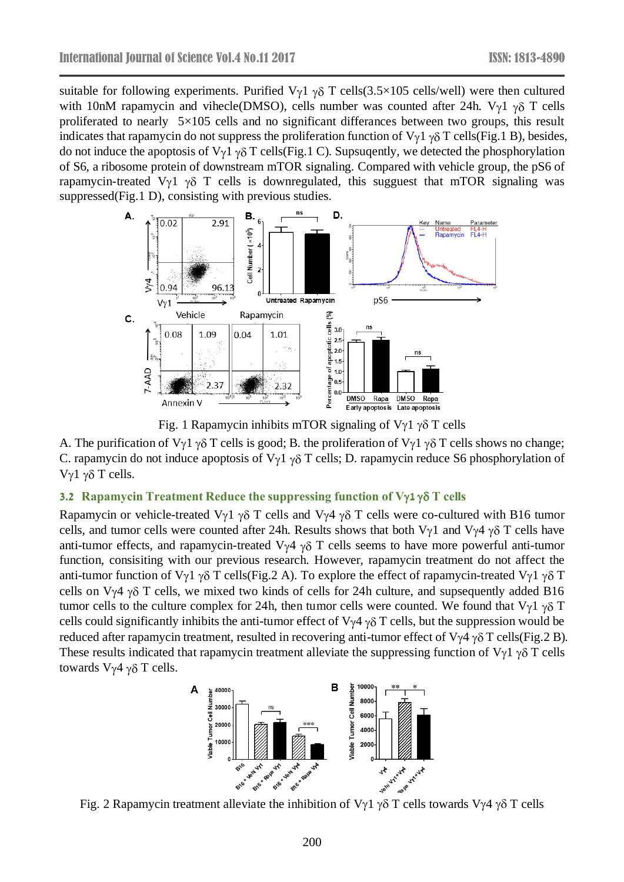suitable for following experiments. Purified Vγ1 γδ T cells($3.5\times105$ cells/well) were then cultured with 10nM rapamycin and vihecle(DMSO), cells number was counted after 24h. Vγ1 γδ T cells proliferated to nearly $5\times105$ cells and no significant differances between two groups, this result indicates that rapamycin do not suppress the proliferation function of Vγ1 γδ T cells(Fig.1 B), besides, do not induce the apoptosis of Vγ1 γδ T cells(Fig.1 C). Supsuqently, we detected the phosphorylation of S6, a ribosome protein of downstream mTOR signaling. Compared with vehicle group, the pS6 of rapamycin-treated Vγ1 γδ T cells is downregulated, this sugguest that mTOR signaling was suppressed(Fig.1 D), consisting with previous studies.

Fig. 1 Rapamycin inhibits mTOR signaling of Vγ1 γδ T cells

A. The purification of Vγ1 γδ T cells is good; B. the proliferation of Vγ1 γδ T cells shows no change; C. rapamycin do not induce apoptosis of Vγ1 γδ T cells; D. rapamycin reduce S6 phosphorylation of Vγ1 γδ T cells.

### 3.2 Rapamycin Treatment Reduce the suppressing function of Vγ1 γδ T cells

Rapamycin or vehicle-treated Vγ1 γδ T cells and Vγ4 γδ T cells were co-cultured with B16 tumor cells, and tumor cells were counted after 24h. Results shows that both Vγ1 and Vγ4 γδ T cells have anti-tumor effects, and rapamycin-treated Vγ4 γδ T cells seems to have more powerful anti-tumor function, consisiting with our previous research. However, rapamycin treatment do not affect the anti-tumor function of Vγ1 γδ T cells(Fig.2 A). To explore the effect of rapamycin-treated Vγ1 γδ T cells on Vγ4 γδ T cells, we mixed two kinds of cells for 24h culture, and supsequently added B16 tumor cells to the culture complex for 24h, then tumor cells were counted. We found that Vγ1 γδ T cells could significantly inhibits the anti-tumor effect of Vγ4 γδ T cells, but the suppression would be reduced after rapamycin treatment, resulted in recovering anti-tumor effect of Vγ4 γδ T cells(Fig.2 B). These results indicated that rapamycin treatment alleviate the suppressing function of Vγ1 γδ T cells towards Vγ4 γδ T cells.

Fig. 2 Rapamycin treatment alleviate the inhibition of Vγ1 γδ T cells towards Vγ4 γδ T cells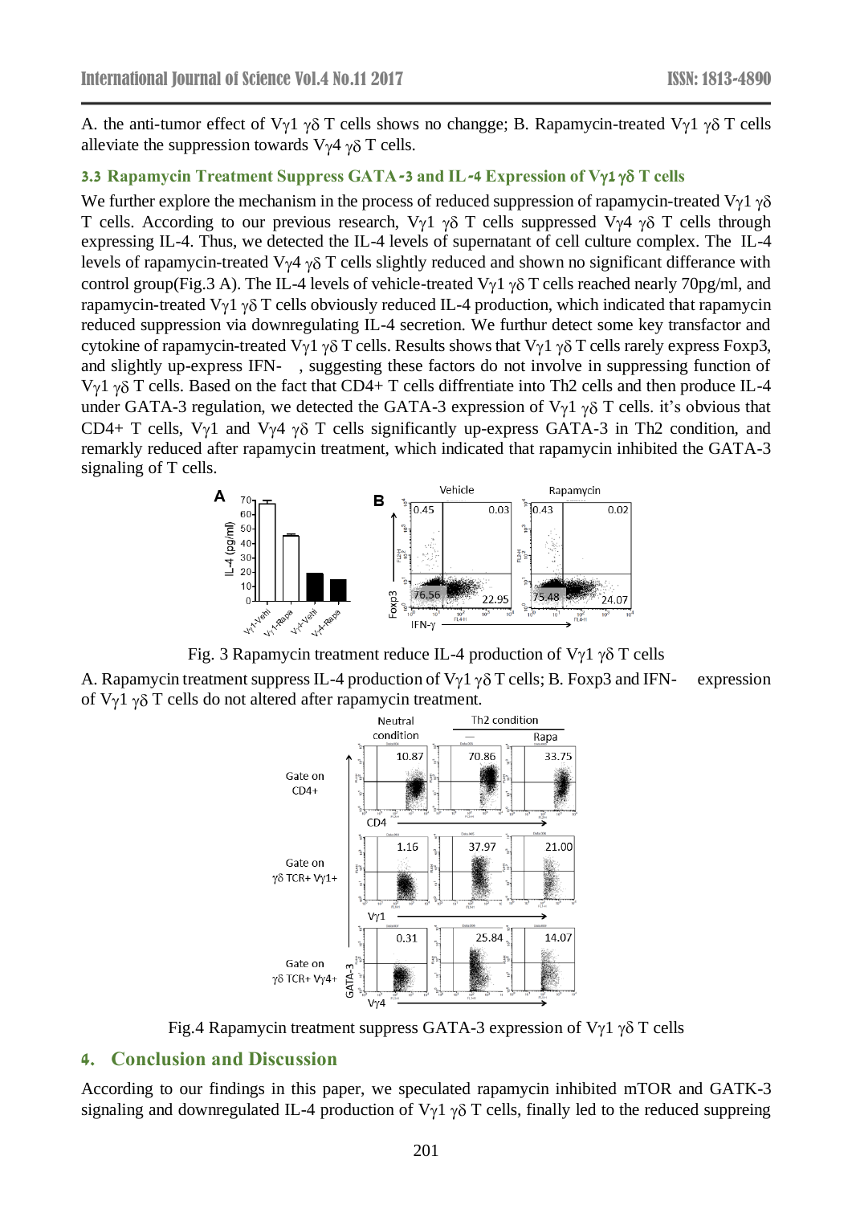A. the anti-tumor effect of Vγ1 γδ T cells shows no changge; B. Rapamycin-treated Vγ1 γδ T cells alleviate the suppression towards Vγ4 γδ T cells.

### 3.3 Rapamycin Treatment Suppress GATA-3 and IL-4 Expression of Vγ1 γδ T cells

We further explore the mechanism in the process of reduced suppression of rapamycin-treated Vγ1 γδ T cells. According to our previous research, Vγ1 γδ T cells suppressed Vγ4 γδ T cells through expressing IL-4. Thus, we detected the IL-4 levels of supernatant of cell culture complex. The IL-4 levels of rapamycin-treated Vγ4 γδ T cells slightly reduced and shown no significant differance with control group(Fig.3 A). The IL-4 levels of vehicle-treated Vγ1 γδ T cells reached nearly 70pg/ml, and rapamycin-treated Vγ1 γδ T cells obviously reduced IL-4 production, which indicated that rapamycin reduced suppression via downregulating IL-4 secretion. We furthur detect some key transfactor and cytokine of rapamycin-treated Vγ1 γδ T cells. Results shows that Vγ1 γδ T cells rarely express Foxp3, and slightly up-express IFN- , suggesting these factors do not involve in suppressing function of Vγ1 γδ T cells. Based on the fact that CD4+ T cells diffrentiate into Th2 cells and then produce IL-4 under GATA-3 regulation, we detected the GATA-3 expression of Vγ1 γδ T cells. it's obvious that CD4+ T cells, Vγ1 and Vγ4 γδ T cells significantly up-express GATA-3 in Th2 condition, and remarkly reduced after rapamycin treatment, which indicated that rapamycin inhibited the GATA-3 signaling of T cells.

Fig. 3 Rapamycin treatment reduce IL-4 production of Vγ1 γδ T cells

A. Rapamycin treatment suppress IL-4 production of Vγ1 γδ T cells; B. Foxp3 and IFN- expression of Vγ1 γδ T cells do not altered after rapamycin treatment.

Fig.4 Rapamycin treatment suppress GATA-3 expression of Vγ1 γδ T cells

## 4. Conclusion and Discussion

According to our findings in this paper, we speculated rapamycin inhibited mTOR and GATK-3 signaling and downregulated IL-4 production of Vγ1 γδ T cells, finally led to the reduced suppreing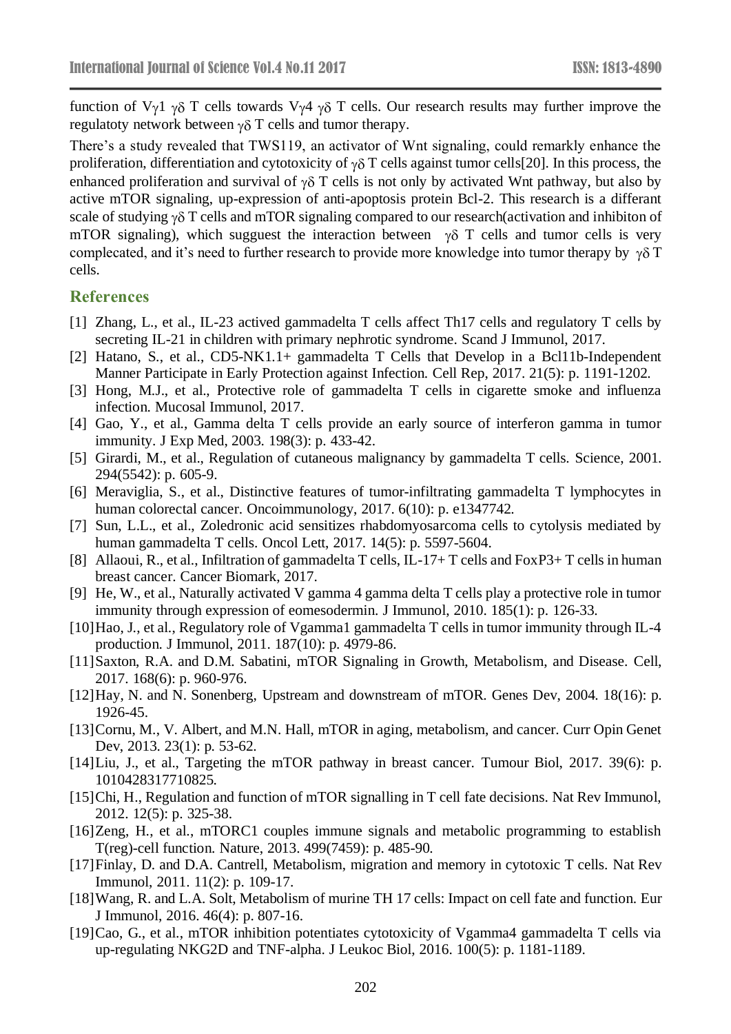function of Vγ1 γδ T cells towards Vγ4 γδ T cells. Our research results may further improve the regulatoty network between γδ T cells and tumor therapy.

There's a study revealed that TWS119, an activator of Wnt signaling, could remarkly enhance the proliferation, differentiation and cytotoxicity of γδ T cells against tumor cells[20]. In this process, the enhanced proliferation and survival of γδ T cells is not only by activated Wnt pathway, but also by active mTOR signaling, up-expression of anti-apoptosis protein Bcl-2. This research is a differant scale of studying γδ T cells and mTOR signaling compared to our research(activation and inhibiton of mTOR signaling), which sugguest the interaction between γδ T cells and tumor cells is very complecated, and it's need to further research to provide more knowledge into tumor therapy by γδ T cells.

## References

[1] Zhang, L., et al., IL-23 actived gammadelta T cells affect Th17 cells and regulatory T cells by secreting IL-21 in children with primary nephrotic syndrome. Scand J Immunol, 2017.

[2] Hatano, S., et al., CD5-NK1.1+ gammadelta T Cells that Develop in a Bcl11b-Independent Manner Participate in Early Protection against Infection. Cell Rep, 2017. 21(5): p. 1191-1202.

[3] Hong, M.J., et al., Protective role of gammadelta T cells in cigarette smoke and influenza infection. Mucosal Immunol, 2017.

[4] Gao, Y., et al., Gamma delta T cells provide an early source of interferon gamma in tumor immunity. J Exp Med, 2003. 198(3): p. 433-42.

[5] Girardi, M., et al., Regulation of cutaneous malignancy by gammadelta T cells. Science, 2001. 294(5542): p. 605-9.

[6] Meraviglia, S., et al., Distinctive features of tumor-infiltrating gammadelta T lymphocytes in human colorectal cancer. Oncoimmunology, 2017. 6(10): p. e1347742.

[7] Sun, L.L., et al., Zoledronic acid sensitizes rhabdomyosarcoma cells to cytolysis mediated by human gammadelta T cells. Oncol Lett, 2017. 14(5): p. 5597-5604.

[8] Allaoui, R., et al., Infiltration of gammadelta T cells, IL-17+ T cells and FoxP3+ T cells in human breast cancer. Cancer Biomark, 2017.

[9] He, W., et al., Naturally activated V gamma 4 gamma delta T cells play a protective role in tumor immunity through expression of eomesodermin. J Immunol, 2010. 185(1): p. 126-33.

[10] Hao, J., et al., Regulatory role of Vgamma1 gammadelta T cells in tumor immunity through IL-4 production. J Immunol, 2011. 187(10): p. 4979-86.

[11] Saxton, R.A. and D.M. Sabatini, mTOR Signaling in Growth, Metabolism, and Disease. Cell, 2017. 168(6): p. 960-976.

[12] Hay, N. and N. Sonenberg, Upstream and downstream of mTOR. Genes Dev, 2004. 18(16): p. 1926-45.

[13] Cornu, M., V. Albert, and M.N. Hall, mTOR in aging, metabolism, and cancer. Curr Opin Genet Dev, 2013. 23(1): p. 53-62.

[14] Liu, J., et al., Targeting the mTOR pathway in breast cancer. Tumour Biol, 2017. 39(6): p. 1010428317710825.

[15] Chi, H., Regulation and function of mTOR signalling in T cell fate decisions. Nat Rev Immunol, 2012. 12(5): p. 325-38.

[16] Zeng, H., et al., mTORC1 couples immune signals and metabolic programming to establish T(reg)-cell function. Nature, 2013. 499(7459): p. 485-90.

[17] Finlay, D. and D.A. Cantrell, Metabolism, migration and memory in cytotoxic T cells. Nat Rev Immunol, 2011. 11(2): p. 109-17.

[18] Wang, R. and L.A. Solt, Metabolism of murine TH 17 cells: Impact on cell fate and function. Eur J Immunol, 2016. 46(4): p. 807-16.

[19] Cao, G., et al., mTOR inhibition potentiates cytotoxicity of Vgamma4 gammadelta T cells via up-regulating NKG2D and TNF-alpha. J Leukoc Biol, 2016. 100(5): p. 1181-1189.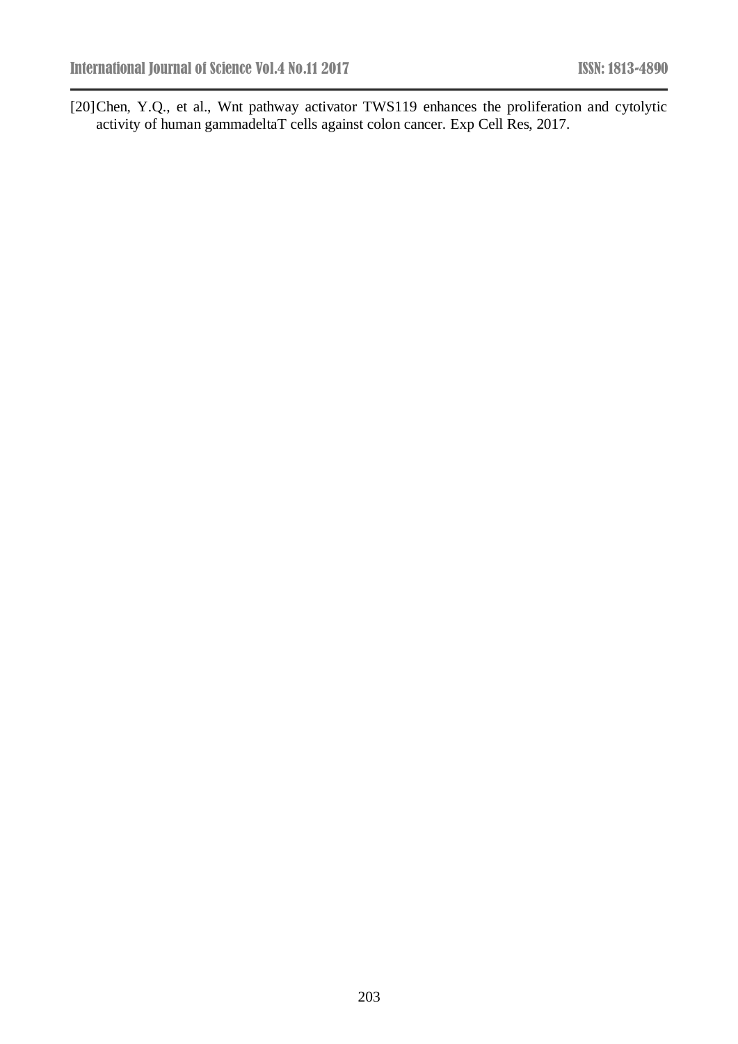[20] Chen, Y.Q., et al., Wnt pathway activator TWS119 enhances the proliferation and cytolytic activity of human gammadeltaT cells against colon cancer. Exp Cell Res, 2017.